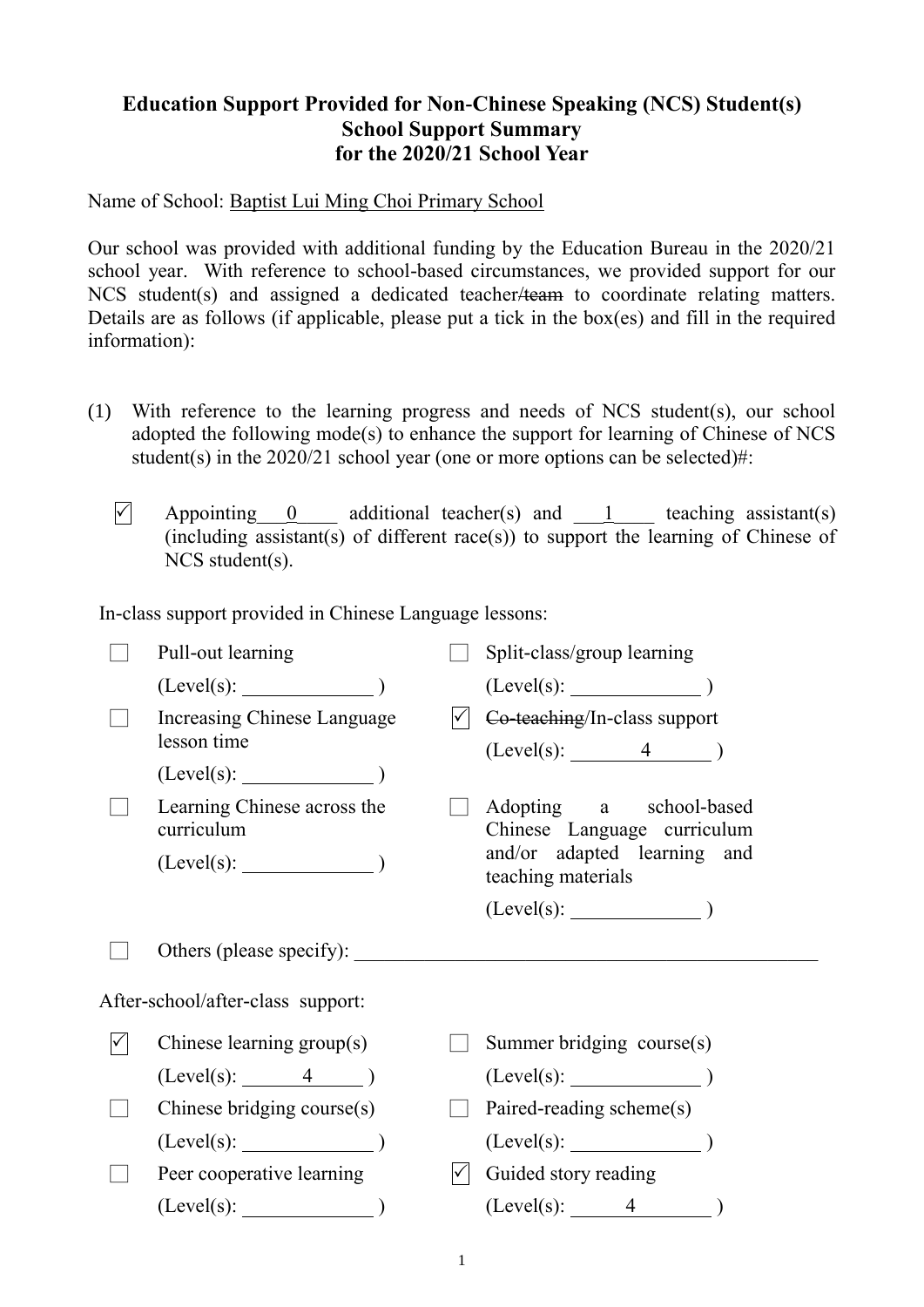# Education Support Provided for Non-Chinese Speaking (NCS) Student(s)
## School Support Summary
## for the 2020/21 School Year

Name of School: Baptist Lui Ming Choi Primary School

Our school was provided with additional funding by the Education Bureau in the 2020/21 school year. With reference to school-based circumstances, we provided support for our NCS student(s) and assigned a dedicated teacher/~~team~~ to coordinate relating matters. Details are as follows (if applicable, please put a tick in the box(es) and fill in the required information):

(1) With reference to the learning progress and needs of NCS student(s), our school adopted the following mode(s) to enhance the support for learning of Chinese of NCS student(s) in the 2020/21 school year (one or more options can be selected)#:

☑ Appointing 0 additional teacher(s) and 1 teaching assistant(s) (including assistant(s) of different race(s)) to support the learning of Chinese of NCS student(s).

In-class support provided in Chinese Language lessons:

☐ Pull-out learning (Level(s): ______ )

☐ Split-class/group learning (Level(s): ______ )

☐ Increasing Chinese Language lesson time (Level(s): ______ )

☑ ~~Co-teaching~~/In-class support (Level(s): 4 )

☐ Learning Chinese across the curriculum (Level(s): ______ )

☐ Adopting a school-based Chinese Language curriculum and/or adapted learning and teaching materials (Level(s): ______ )

☐ Others (please specify): ______

After-school/after-class support:

☑ Chinese learning group(s) (Level(s): 4 )

☐ Summer bridging course(s) (Level(s): ______ )

☐ Chinese bridging course(s) (Level(s): ______ )

☐ Paired-reading scheme(s) (Level(s): ______ )

☐ Peer cooperative learning (Level(s): ______ )

☑ Guided story reading (Level(s): 4 )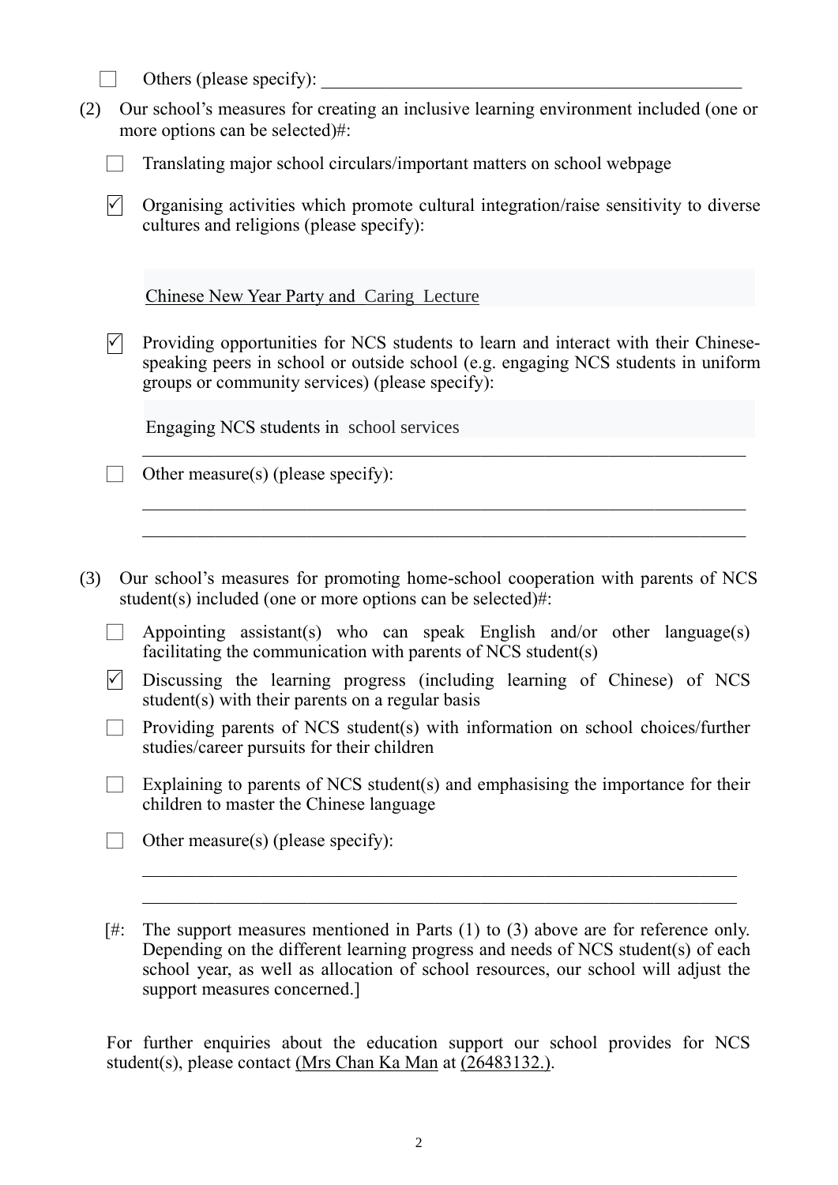☐ Others (please specify): ______________________________________________

(2) Our school's measures for creating an inclusive learning environment included (one or more options can be selected)#:

☐ Translating major school circulars/important matters on school webpage

☑ Organising activities which promote cultural integration/raise sensitivity to diverse cultures and religions (please specify):

Chinese New Year Party and Caring Lecture

☑ Providing opportunities for NCS students to learn and interact with their Chinese-speaking peers in school or outside school (e.g. engaging NCS students in uniform groups or community services) (please specify):

Engaging NCS students in school services

☐ Other measure(s) (please specify):

______________________________________________

______________________________________________

(3) Our school's measures for promoting home-school cooperation with parents of NCS student(s) included (one or more options can be selected)#:

☐ Appointing assistant(s) who can speak English and/or other language(s) facilitating the communication with parents of NCS student(s)

☑ Discussing the learning progress (including learning of Chinese) of NCS student(s) with their parents on a regular basis

☐ Providing parents of NCS student(s) with information on school choices/further studies/career pursuits for their children

☐ Explaining to parents of NCS student(s) and emphasising the importance for their children to master the Chinese language

☐ Other measure(s) (please specify):

______________________________________________

______________________________________________

[#: The support measures mentioned in Parts (1) to (3) above are for reference only. Depending on the different learning progress and needs of NCS student(s) of each school year, as well as allocation of school resources, our school will adjust the support measures concerned.]

For further enquiries about the education support our school provides for NCS student(s), please contact (Mrs Chan Ka Man at (26483132.).